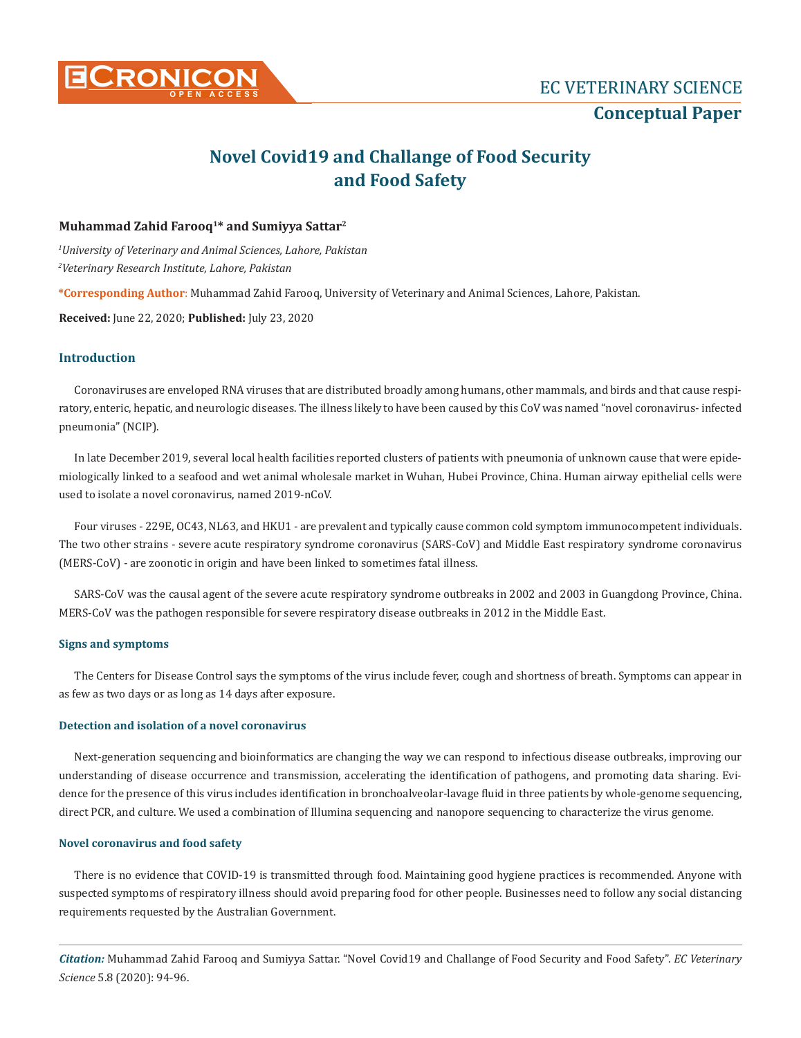# Novel Covid19 and Challange of Food Security and Food Safety

**Muhammad Zahid Farooq[1]* and Sumiyya Sattar[2]**

*[1]University of Veterinary and Animal Sciences, Lahore, Pakistan*

*[2]Veterinary Research Institute, Lahore, Pakistan*

**\*Corresponding Author:** Muhammad Zahid Farooq, University of Veterinary and Animal Sciences, Lahore, Pakistan.

**Received:** June 22, 2020; **Published:** July 23, 2020

## Introduction

Coronaviruses are enveloped RNA viruses that are distributed broadly among humans, other mammals, and birds and that cause respiratory, enteric, hepatic, and neurologic diseases. The illness likely to have been caused by this CoV was named "novel coronavirus- infected pneumonia" (NCIP).

In late December 2019, several local health facilities reported clusters of patients with pneumonia of unknown cause that were epidemiologically linked to a seafood and wet animal wholesale market in Wuhan, Hubei Province, China. Human airway epithelial cells were used to isolate a novel coronavirus, named 2019-nCoV.

Four viruses - 229E, OC43, NL63, and HKU1 - are prevalent and typically cause common cold symptom immunocompetent individuals. The two other strains - severe acute respiratory syndrome coronavirus (SARS-CoV) and Middle East respiratory syndrome coronavirus (MERS-CoV) - are zoonotic in origin and have been linked to sometimes fatal illness.

SARS-CoV was the causal agent of the severe acute respiratory syndrome outbreaks in 2002 and 2003 in Guangdong Province, China. MERS-CoV was the pathogen responsible for severe respiratory disease outbreaks in 2012 in the Middle East.

### Signs and symptoms

The Centers for Disease Control says the symptoms of the virus include fever, cough and shortness of breath. Symptoms can appear in as few as two days or as long as 14 days after exposure.

### Detection and isolation of a novel coronavirus

Next-generation sequencing and bioinformatics are changing the way we can respond to infectious disease outbreaks, improving our understanding of disease occurrence and transmission, accelerating the identification of pathogens, and promoting data sharing. Evidence for the presence of this virus includes identification in bronchoalveolar-lavage fluid in three patients by whole-genome sequencing, direct PCR, and culture. We used a combination of Illumina sequencing and nanopore sequencing to characterize the virus genome.

### Novel coronavirus and food safety

There is no evidence that COVID-19 is transmitted through food. Maintaining good hygiene practices is recommended. Anyone with suspected symptoms of respiratory illness should avoid preparing food for other people. Businesses need to follow any social distancing requirements requested by the Australian Government.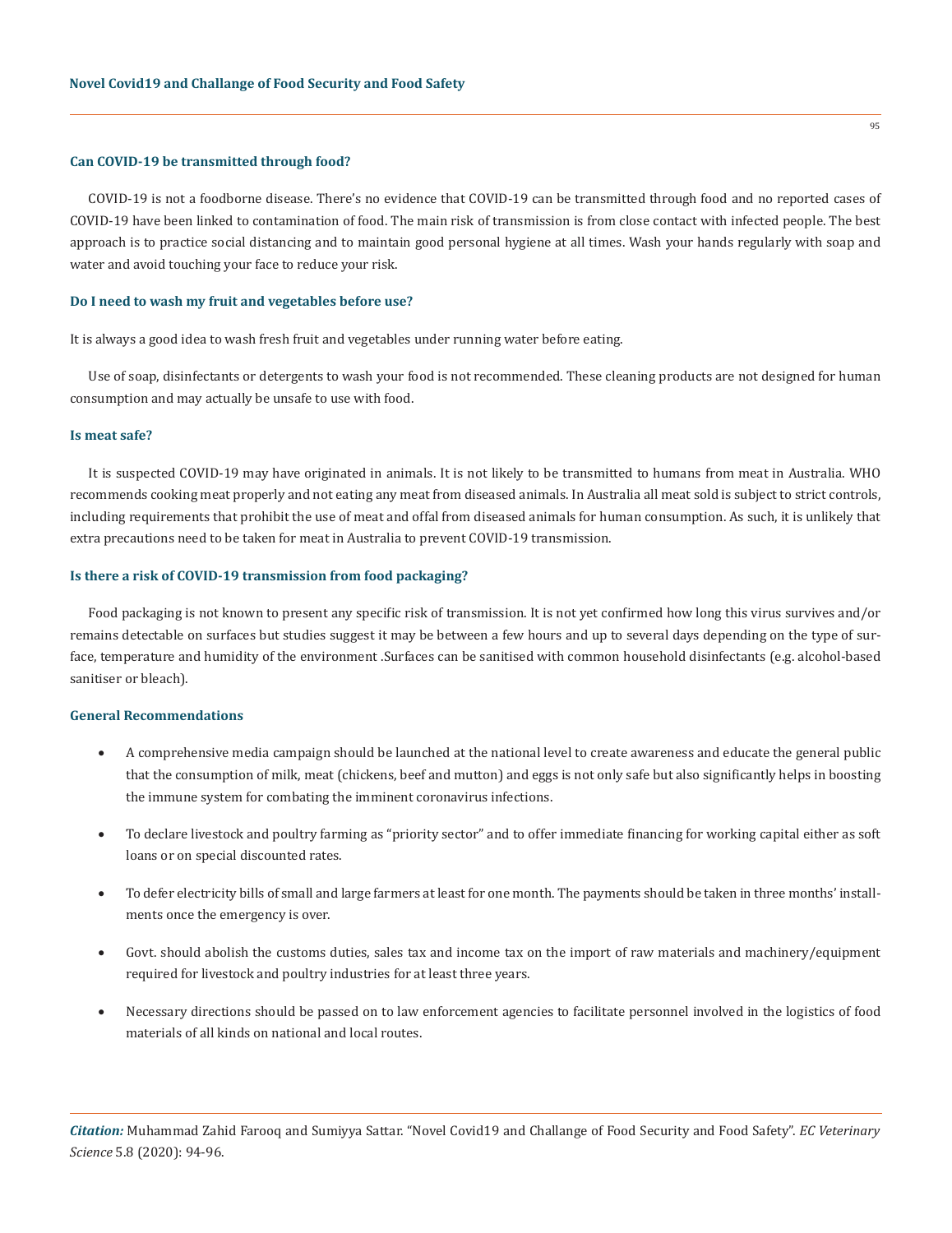### Can COVID-19 be transmitted through food?

COVID-19 is not a foodborne disease. There's no evidence that COVID-19 can be transmitted through food and no reported cases of COVID-19 have been linked to contamination of food. The main risk of transmission is from close contact with infected people. The best approach is to practice social distancing and to maintain good personal hygiene at all times. Wash your hands regularly with soap and water and avoid touching your face to reduce your risk.

### Do I need to wash my fruit and vegetables before use?

It is always a good idea to wash fresh fruit and vegetables under running water before eating.

Use of soap, disinfectants or detergents to wash your food is not recommended. These cleaning products are not designed for human consumption and may actually be unsafe to use with food.

### Is meat safe?

It is suspected COVID-19 may have originated in animals. It is not likely to be transmitted to humans from meat in Australia. WHO recommends cooking meat properly and not eating any meat from diseased animals. In Australia all meat sold is subject to strict controls, including requirements that prohibit the use of meat and offal from diseased animals for human consumption. As such, it is unlikely that extra precautions need to be taken for meat in Australia to prevent COVID-19 transmission.

### Is there a risk of COVID-19 transmission from food packaging?

Food packaging is not known to present any specific risk of transmission. It is not yet confirmed how long this virus survives and/or remains detectable on surfaces but studies suggest it may be between a few hours and up to several days depending on the type of surface, temperature and humidity of the environment .Surfaces can be sanitised with common household disinfectants (e.g. alcohol-based sanitiser or bleach).

### General Recommendations

- A comprehensive media campaign should be launched at the national level to create awareness and educate the general public that the consumption of milk, meat (chickens, beef and mutton) and eggs is not only safe but also significantly helps in boosting the immune system for combating the imminent coronavirus infections.
- To declare livestock and poultry farming as "priority sector" and to offer immediate financing for working capital either as soft loans or on special discounted rates.
- To defer electricity bills of small and large farmers at least for one month. The payments should be taken in three months' installments once the emergency is over.
- Govt. should abolish the customs duties, sales tax and income tax on the import of raw materials and machinery/equipment required for livestock and poultry industries for at least three years.
- Necessary directions should be passed on to law enforcement agencies to facilitate personnel involved in the logistics of food materials of all kinds on national and local routes.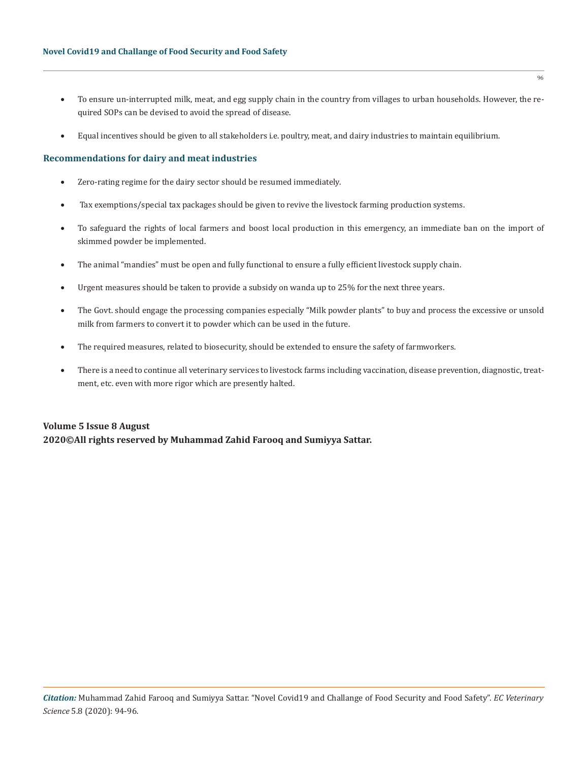- To ensure un-interrupted milk, meat, and egg supply chain in the country from villages to urban households. However, the required SOPs can be devised to avoid the spread of disease.
- Equal incentives should be given to all stakeholders i.e. poultry, meat, and dairy industries to maintain equilibrium.

### Recommendations for dairy and meat industries

- Zero-rating regime for the dairy sector should be resumed immediately.
- Tax exemptions/special tax packages should be given to revive the livestock farming production systems.
- To safeguard the rights of local farmers and boost local production in this emergency, an immediate ban on the import of skimmed powder be implemented.
- The animal "mandies" must be open and fully functional to ensure a fully efficient livestock supply chain.
- Urgent measures should be taken to provide a subsidy on wanda up to 25% for the next three years.
- The Govt. should engage the processing companies especially "Milk powder plants" to buy and process the excessive or unsold milk from farmers to convert it to powder which can be used in the future.
- The required measures, related to biosecurity, should be extended to ensure the safety of farmworkers.
- There is a need to continue all veterinary services to livestock farms including vaccination, disease prevention, diagnostic, treatment, etc. even with more rigor which are presently halted.

**Volume 5 Issue 8 August**
**2020©All rights reserved by Muhammad Zahid Farooq and Sumiyya Sattar.**